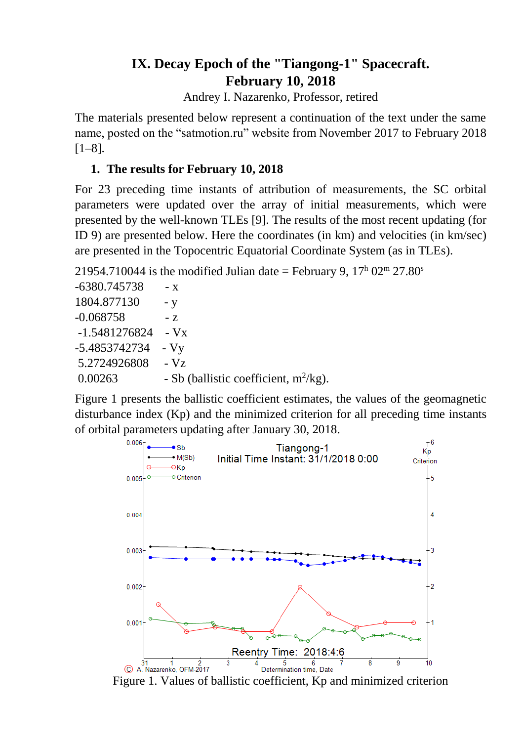# IX. Decay Epoch of the "Tiangong-1" Spacecraft. February 10, 2018

Andrey I. Nazarenko, Professor, retired

The materials presented below represent a continuation of the text under the same name, posted on the “satmotion.ru” website from November 2017 to February 2018 [1–8].

## 1. The results for February 10, 2018

For 23 preceding time instants of attribution of measurements, the SC orbital parameters were updated over the array of initial measurements, which were presented by the well-known TLEs [9]. The results of the most recent updating (for ID 9) are presented below. Here the coordinates (in km) and velocities (in km/sec) are presented in the Topocentric Equatorial Coordinate System (as in TLEs).

21954.710044 is the modified Julian date = February 9, $17^h$ $02^m$ $27.80^s$

-6380.745738 - x
1804.877130 - y
-0.068758 - z
-1.5481276824 - Vx
-5.4853742734 - Vy
5.2724926808 - Vz
0.00263 - Sb (ballistic coefficient, $m^2/kg$).

Figure 1 presents the ballistic coefficient estimates, the values of the geomagnetic disturbance index (Kp) and the minimized criterion for all preceding time instants of orbital parameters updating after January 30, 2018.

Figure 1. Values of ballistic coefficient, Kp and minimized criterion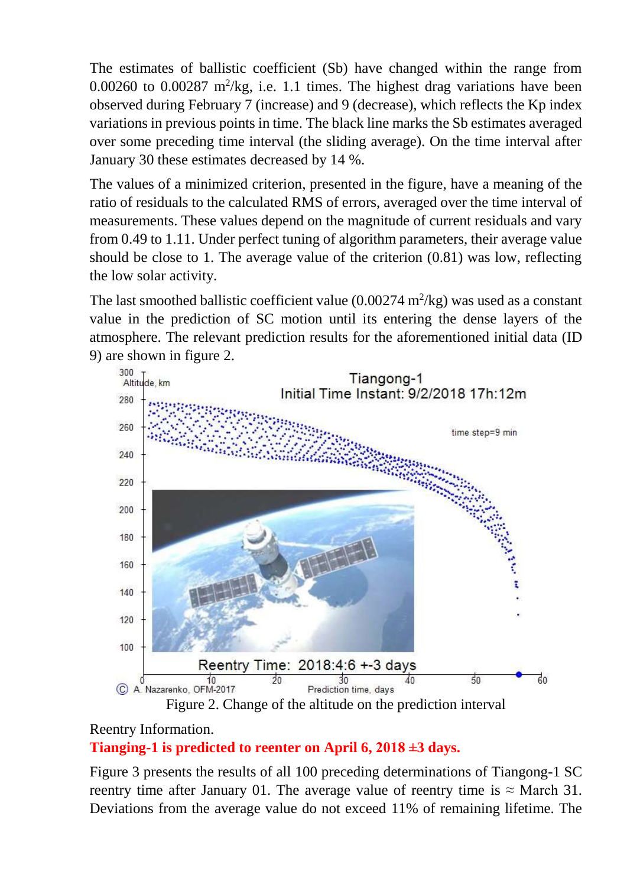The estimates of ballistic coefficient (Sb) have changed within the range from 0.00260 to 0.00287 $m^2/kg$, i.e. 1.1 times. The highest drag variations have been observed during February 7 (increase) and 9 (decrease), which reflects the Kp index variations in previous points in time. The black line marks the Sb estimates averaged over some preceding time interval (the sliding average). On the time interval after January 30 these estimates decreased by 14 %.

The values of a minimized criterion, presented in the figure, have a meaning of the ratio of residuals to the calculated RMS of errors, averaged over the time interval of measurements. These values depend on the magnitude of current residuals and vary from 0.49 to 1.11. Under perfect tuning of algorithm parameters, their average value should be close to 1. The average value of the criterion (0.81) was low, reflecting the low solar activity.

The last smoothed ballistic coefficient value (0.00274 $m^2/kg$) was used as a constant value in the prediction of SC motion until its entering the dense layers of the atmosphere. The relevant prediction results for the aforementioned initial data (ID 9) are shown in figure 2.

Figure 2. Change of the altitude on the prediction interval

Reentry Information.

**Tianging-1 is predicted to reenter on April 6, 2018 ±3 days.**

Figure 3 presents the results of all 100 preceding determinations of Tiangong-1 SC reentry time after January 01. The average value of reentry time is ≈ March 31. Deviations from the average value do not exceed 11% of remaining lifetime. The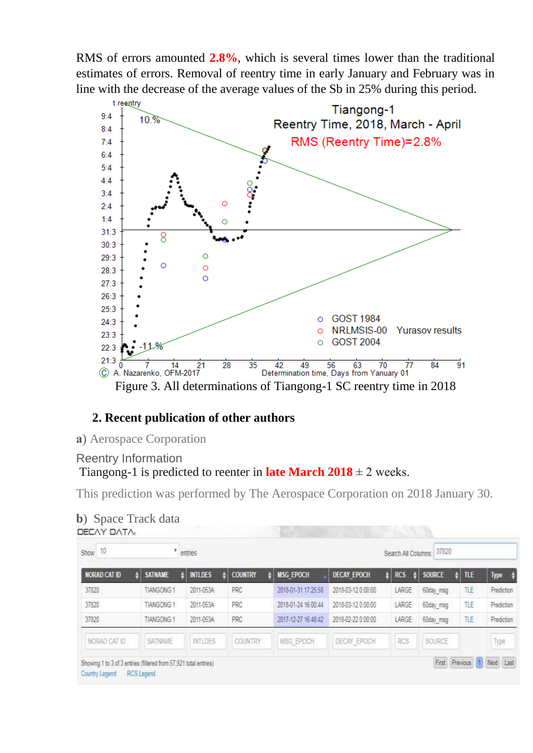RMS of errors amounted **2.8%**, which is several times lower than the traditional estimates of errors. Removal of reentry time in early January and February was in line with the decrease of the average values of the Sb in 25% during this period.

Figure 3. All determinations of Tiangong-1 SC reentry time in 2018

## 2. Recent publication of other authors

**a)** Aerospace Corporation

Reentry Information

Tiangong-1 is predicted to reenter in **late March 2018** ± 2 weeks.

This prediction was performed by The Aerospace Corporation on 2018 January 30.

**b)** Space Track data

DECAY DATA:

Show 10 entries Search All Columns: 37820

| NORAD CAT ID | SATNAME | INTLDES | COUNTRY | MSG_EPOCH | DECAY_EPOCH | RCS | SOURCE | TLE | Type |
|---|---|---|---|---|---|---|---|---|---|
| 37820 | TIANGONG 1 | 2011-053A | PRC | 2018-01-31 17:25:58 | 2018-03-12 0:00:00 | LARGE | 60day_msg | TLE | Prediction |
| 37820 | TIANGONG 1 | 2011-053A | PRC | 2018-01-24 16:00:44 | 2018-03-12 0:00:00 | LARGE | 60day_msg | TLE | Prediction |
| 37820 | TIANGONG 1 | 2011-053A | PRC | 2017-12-27 16:48:42 | 2018-02-22 0:00:00 | LARGE | 60day_msg | TLE | Prediction |

Showing 1 to 3 of 3 entries (filtered from 57,921 total entries)

Country Legend RCS Legend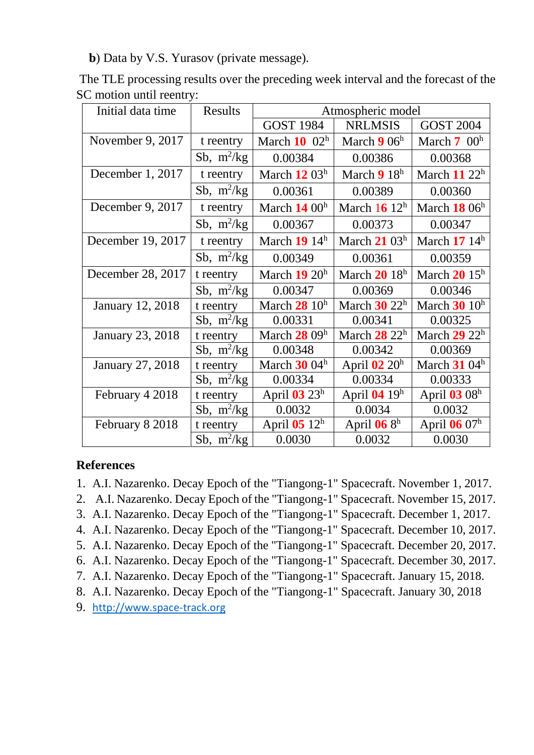**b**) Data by V.S. Yurasov (private message).

The TLE processing results over the preceding week interval and the forecast of the SC motion until reentry:

| Initial data time | Results | Atmospheric model | | |
|---|---|---|---|---|
| | | GOST 1984 | NRLMSIS | GOST 2004 |
| November 9, 2017 | t reentry | March **10** $02^h$ | March **9** $06^h$ | March **7** $00^h$ |
| | Sb, $m^2/kg$ | 0.00384 | 0.00386 | 0.00368 |
| December 1, 2017 | t reentry | March **12** $03^h$ | March **9** $18^h$ | March **11** $22^h$ |
| | Sb, $m^2/kg$ | 0.00361 | 0.00389 | 0.00360 |
| December 9, 2017 | t reentry | March **14** $00^h$ | March **16** $12^h$ | March **18** $06^h$ |
| | Sb, $m^2/kg$ | 0.00367 | 0.00373 | 0.00347 |
| December 19, 2017 | t reentry | March **19** $14^h$ | March **21** $03^h$ | March **17** $14^h$ |
| | Sb, $m^2/kg$ | 0.00349 | 0.00361 | 0.00359 |
| December 28, 2017 | t reentry | March **19** $20^h$ | March **20** $18^h$ | March **20** $15^h$ |
| | Sb, $m^2/kg$ | 0.00347 | 0.00369 | 0.00346 |
| January 12, 2018 | t reentry | March **28** $10^h$ | March **30** $22^h$ | March **30** $10^h$ |
| | Sb, $m^2/kg$ | 0.00331 | 0.00341 | 0.00325 |
| January 23, 2018 | t reentry | March **28** $09^h$ | March **28** $22^h$ | March **29** $22^h$ |
| | Sb, $m^2/kg$ | 0.00348 | 0.00342 | 0.00369 |
| January 27, 2018 | t reentry | March **30** $04^h$ | April **02** $20^h$ | March **31** $04^h$ |
| | Sb, $m^2/kg$ | 0.00334 | 0.00334 | 0.00333 |
| February 4 2018 | t reentry | April **03** $23^h$ | April **04** $19^h$ | April **03** $08^h$ |
| | Sb, $m^2/kg$ | 0.0032 | 0.0034 | 0.0032 |
| February 8 2018 | t reentry | April **05** $12^h$ | April **06** $8^h$ | April **06** $07^h$ |
| | Sb, $m^2/kg$ | 0.0030 | 0.0032 | 0.0030 |

## References

1. A.I. Nazarenko. Decay Epoch of the "Tiangong-1" Spacecraft. November 1, 2017.
2. A.I. Nazarenko. Decay Epoch of the "Tiangong-1" Spacecraft. November 15, 2017.
3. A.I. Nazarenko. Decay Epoch of the "Tiangong-1" Spacecraft. December 1, 2017.
4. A.I. Nazarenko. Decay Epoch of the "Tiangong-1" Spacecraft. December 10, 2017.
5. A.I. Nazarenko. Decay Epoch of the "Tiangong-1" Spacecraft. December 20, 2017.
6. A.I. Nazarenko. Decay Epoch of the "Tiangong-1" Spacecraft. December 30, 2017.
7. A.I. Nazarenko. Decay Epoch of the "Tiangong-1" Spacecraft. January 15, 2018.
8. A.I. Nazarenko. Decay Epoch of the "Tiangong-1" Spacecraft. January 30, 2018
9. http://www.space-track.org